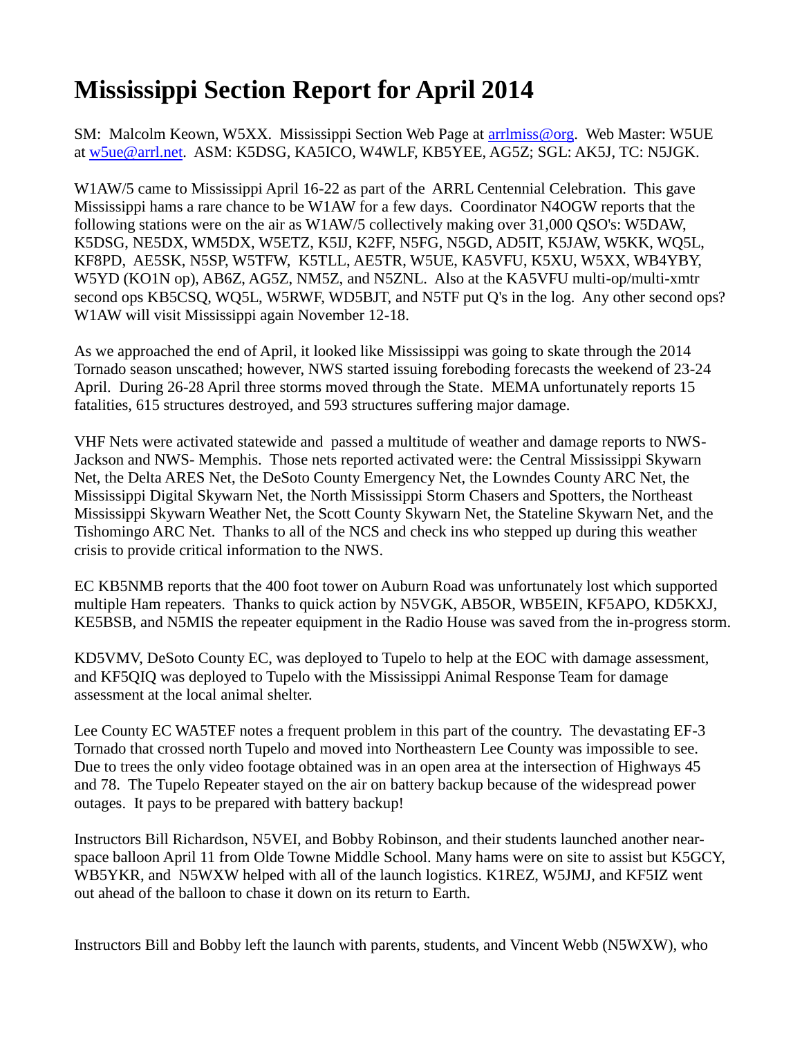# Mississippi Section Report for April 2014

SM: Malcolm Keown, W5XX. Mississippi Section Web Page at arrlmiss@org. Web Master: W5UE at w5ue@arrl.net. ASM: K5DSG, KA5ICO, W4WLF, KB5YEE, AG5Z; SGL: AK5J, TC: N5JGK.

W1AW/5 came to Mississippi April 16-22 as part of the ARRL Centennial Celebration. This gave Mississippi hams a rare chance to be W1AW for a few days. Coordinator N4OGW reports that the following stations were on the air as W1AW/5 collectively making over 31,000 QSO's: W5DAW, K5DSG, NE5DX, WM5DX, W5ETZ, K5IJ, K2FF, N5FG, N5GD, AD5IT, K5JAW, W5KK, WQ5L, KF8PD, AE5SK, N5SP, W5TFW, K5TLL, AE5TR, W5UE, KA5VFU, K5XU, W5XX, WB4YBY, W5YD (KO1N op), AB6Z, AG5Z, NM5Z, and N5ZNL. Also at the KA5VFU multi-op/multi-xmtr second ops KB5CSQ, WQ5L, W5RWF, WD5BJT, and N5TF put Q's in the log. Any other second ops? W1AW will visit Mississippi again November 12-18.

As we approached the end of April, it looked like Mississippi was going to skate through the 2014 Tornado season unscathed; however, NWS started issuing foreboding forecasts the weekend of 23-24 April. During 26-28 April three storms moved through the State. MEMA unfortunately reports 15 fatalities, 615 structures destroyed, and 593 structures suffering major damage.

VHF Nets were activated statewide and passed a multitude of weather and damage reports to NWS-Jackson and NWS- Memphis. Those nets reported activated were: the Central Mississippi Skywarn Net, the Delta ARES Net, the DeSoto County Emergency Net, the Lowndes County ARC Net, the Mississippi Digital Skywarn Net, the North Mississippi Storm Chasers and Spotters, the Northeast Mississippi Skywarn Weather Net, the Scott County Skywarn Net, the Stateline Skywarn Net, and the Tishomingo ARC Net. Thanks to all of the NCS and check ins who stepped up during this weather crisis to provide critical information to the NWS.

EC KB5NMB reports that the 400 foot tower on Auburn Road was unfortunately lost which supported multiple Ham repeaters. Thanks to quick action by N5VGK, AB5OR, WB5EIN, KF5APO, KD5KXJ, KE5BSB, and N5MIS the repeater equipment in the Radio House was saved from the in-progress storm.

KD5VMV, DeSoto County EC, was deployed to Tupelo to help at the EOC with damage assessment, and KF5QIQ was deployed to Tupelo with the Mississippi Animal Response Team for damage assessment at the local animal shelter.

Lee County EC WA5TEF notes a frequent problem in this part of the country. The devastating EF-3 Tornado that crossed north Tupelo and moved into Northeastern Lee County was impossible to see. Due to trees the only video footage obtained was in an open area at the intersection of Highways 45 and 78. The Tupelo Repeater stayed on the air on battery backup because of the widespread power outages. It pays to be prepared with battery backup!

Instructors Bill Richardson, N5VEI, and Bobby Robinson, and their students launched another near-space balloon April 11 from Olde Towne Middle School. Many hams were on site to assist but K5GCY, WB5YKR, and N5WXW helped with all of the launch logistics. K1REZ, W5JMJ, and KF5IZ went out ahead of the balloon to chase it down on its return to Earth.

Instructors Bill and Bobby left the launch with parents, students, and Vincent Webb (N5WXW), who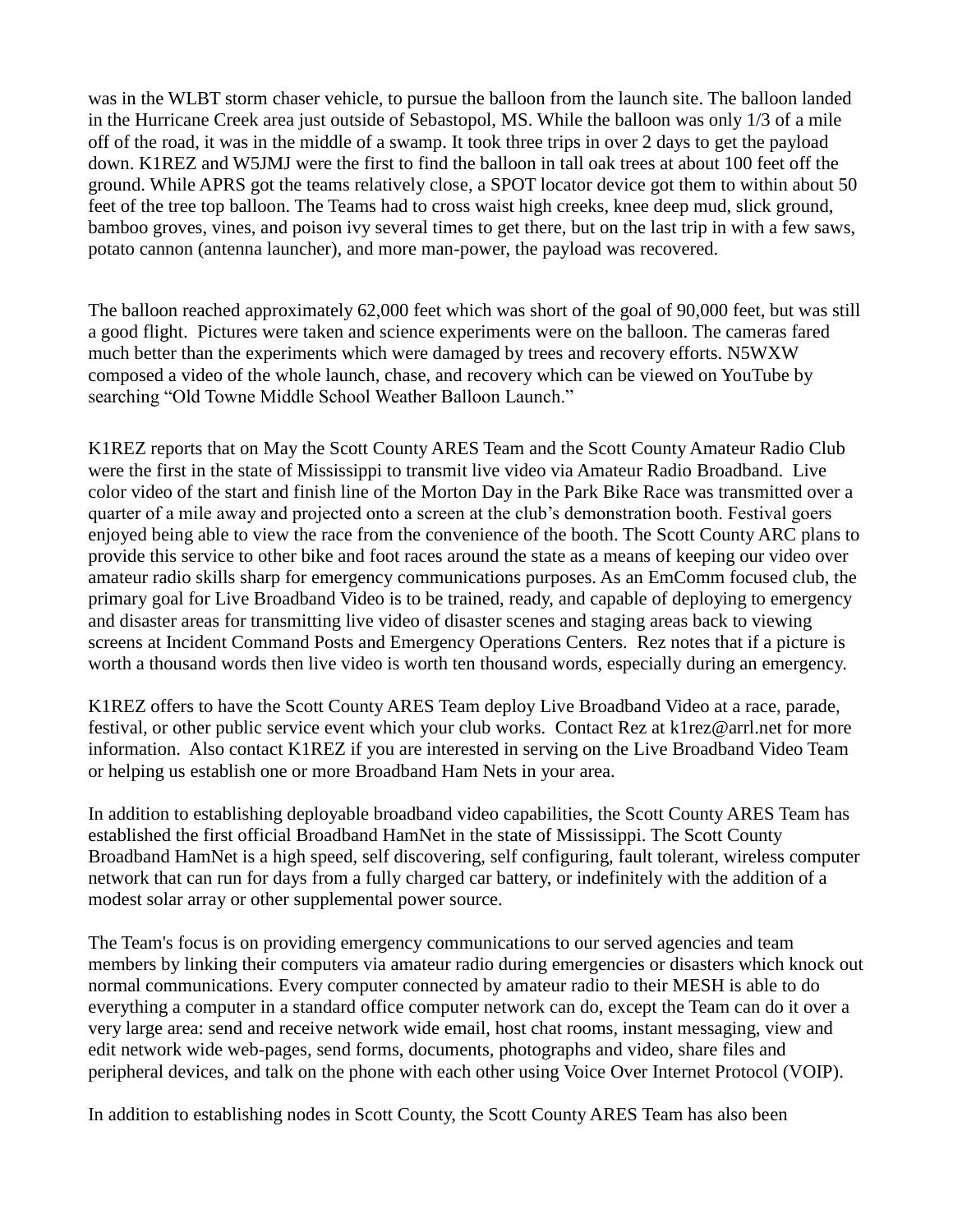was in the WLBT storm chaser vehicle, to pursue the balloon from the launch site. The balloon landed in the Hurricane Creek area just outside of Sebastopol, MS. While the balloon was only 1/3 of a mile off of the road, it was in the middle of a swamp. It took three trips in over 2 days to get the payload down. K1REZ and W5JMJ were the first to find the balloon in tall oak trees at about 100 feet off the ground. While APRS got the teams relatively close, a SPOT locator device got them to within about 50 feet of the tree top balloon. The Teams had to cross waist high creeks, knee deep mud, slick ground, bamboo groves, vines, and poison ivy several times to get there, but on the last trip in with a few saws, potato cannon (antenna launcher), and more man-power, the payload was recovered.

The balloon reached approximately 62,000 feet which was short of the goal of 90,000 feet, but was still a good flight. Pictures were taken and science experiments were on the balloon. The cameras fared much better than the experiments which were damaged by trees and recovery efforts. N5WXW composed a video of the whole launch, chase, and recovery which can be viewed on YouTube by searching "Old Towne Middle School Weather Balloon Launch."

K1REZ reports that on May the Scott County ARES Team and the Scott County Amateur Radio Club were the first in the state of Mississippi to transmit live video via Amateur Radio Broadband. Live color video of the start and finish line of the Morton Day in the Park Bike Race was transmitted over a quarter of a mile away and projected onto a screen at the club's demonstration booth. Festival goers enjoyed being able to view the race from the convenience of the booth. The Scott County ARC plans to provide this service to other bike and foot races around the state as a means of keeping our video over amateur radio skills sharp for emergency communications purposes. As an EmComm focused club, the primary goal for Live Broadband Video is to be trained, ready, and capable of deploying to emergency and disaster areas for transmitting live video of disaster scenes and staging areas back to viewing screens at Incident Command Posts and Emergency Operations Centers. Rez notes that if a picture is worth a thousand words then live video is worth ten thousand words, especially during an emergency.

K1REZ offers to have the Scott County ARES Team deploy Live Broadband Video at a race, parade, festival, or other public service event which your club works. Contact Rez at k1rez@arrl.net for more information. Also contact K1REZ if you are interested in serving on the Live Broadband Video Team or helping us establish one or more Broadband Ham Nets in your area.

In addition to establishing deployable broadband video capabilities, the Scott County ARES Team has established the first official Broadband HamNet in the state of Mississippi. The Scott County Broadband HamNet is a high speed, self discovering, self configuring, fault tolerant, wireless computer network that can run for days from a fully charged car battery, or indefinitely with the addition of a modest solar array or other supplemental power source.

The Team's focus is on providing emergency communications to our served agencies and team members by linking their computers via amateur radio during emergencies or disasters which knock out normal communications. Every computer connected by amateur radio to their MESH is able to do everything a computer in a standard office computer network can do, except the Team can do it over a very large area: send and receive network wide email, host chat rooms, instant messaging, view and edit network wide web-pages, send forms, documents, photographs and video, share files and peripheral devices, and talk on the phone with each other using Voice Over Internet Protocol (VOIP).

In addition to establishing nodes in Scott County, the Scott County ARES Team has also been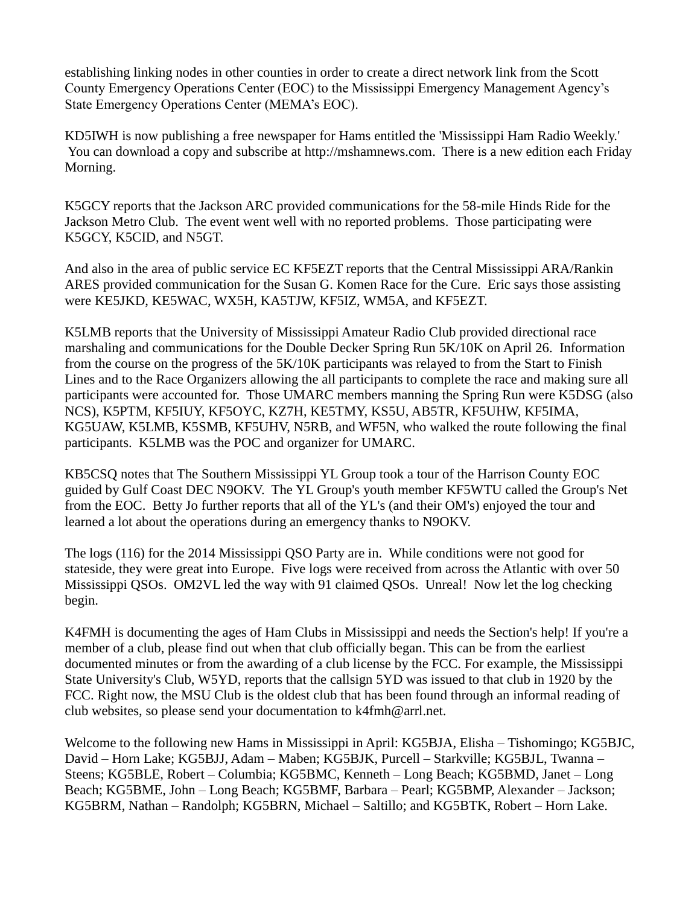establishing linking nodes in other counties in order to create a direct network link from the Scott County Emergency Operations Center (EOC) to the Mississippi Emergency Management Agency's State Emergency Operations Center (MEMA's EOC).

KD5IWH is now publishing a free newspaper for Hams entitled the 'Mississippi Ham Radio Weekly.' You can download a copy and subscribe at http://mshamnews.com. There is a new edition each Friday Morning.

K5GCY reports that the Jackson ARC provided communications for the 58-mile Hinds Ride for the Jackson Metro Club. The event went well with no reported problems. Those participating were K5GCY, K5CID, and N5GT.

And also in the area of public service EC KF5EZT reports that the Central Mississippi ARA/Rankin ARES provided communication for the Susan G. Komen Race for the Cure. Eric says those assisting were KE5JKD, KE5WAC, WX5H, KA5TJW, KF5IZ, WM5A, and KF5EZT.

K5LMB reports that the University of Mississippi Amateur Radio Club provided directional race marshaling and communications for the Double Decker Spring Run 5K/10K on April 26. Information from the course on the progress of the 5K/10K participants was relayed to from the Start to Finish Lines and to the Race Organizers allowing the all participants to complete the race and making sure all participants were accounted for. Those UMARC members manning the Spring Run were K5DSG (also NCS), K5PTM, KF5IUY, KF5OYC, KZ7H, KE5TMY, KS5U, AB5TR, KF5UHW, KF5IMA, KG5UAW, K5LMB, K5SMB, KF5UHV, N5RB, and WF5N, who walked the route following the final participants. K5LMB was the POC and organizer for UMARC.

KB5CSQ notes that The Southern Mississippi YL Group took a tour of the Harrison County EOC guided by Gulf Coast DEC N9OKV. The YL Group's youth member KF5WTU called the Group's Net from the EOC. Betty Jo further reports that all of the YL's (and their OM's) enjoyed the tour and learned a lot about the operations during an emergency thanks to N9OKV.

The logs (116) for the 2014 Mississippi QSO Party are in. While conditions were not good for stateside, they were great into Europe. Five logs were received from across the Atlantic with over 50 Mississippi QSOs. OM2VL led the way with 91 claimed QSOs. Unreal! Now let the log checking begin.

K4FMH is documenting the ages of Ham Clubs in Mississippi and needs the Section's help! If you're a member of a club, please find out when that club officially began. This can be from the earliest documented minutes or from the awarding of a club license by the FCC. For example, the Mississippi State University's Club, W5YD, reports that the callsign 5YD was issued to that club in 1920 by the FCC. Right now, the MSU Club is the oldest club that has been found through an informal reading of club websites, so please send your documentation to k4fmh@arrl.net.

Welcome to the following new Hams in Mississippi in April: KG5BJA, Elisha – Tishomingo; KG5BJC, David – Horn Lake; KG5BJJ, Adam – Maben; KG5BJK, Purcell – Starkville; KG5BJL, Twanna – Steens; KG5BLE, Robert – Columbia; KG5BMC, Kenneth – Long Beach; KG5BMD, Janet – Long Beach; KG5BME, John – Long Beach; KG5BMF, Barbara – Pearl; KG5BMP, Alexander – Jackson; KG5BRM, Nathan – Randolph; KG5BRN, Michael – Saltillo; and KG5BTK, Robert – Horn Lake.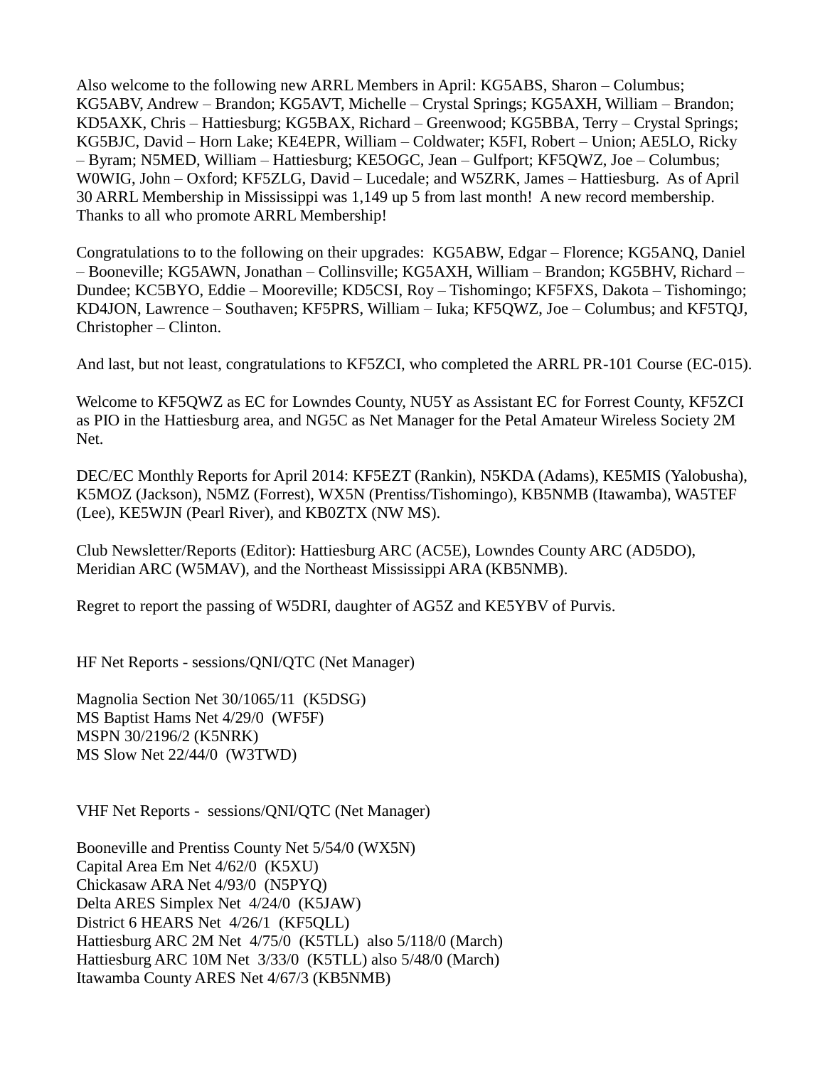Also welcome to the following new ARRL Members in April: KG5ABS, Sharon – Columbus; KG5ABV, Andrew – Brandon; KG5AVT, Michelle – Crystal Springs; KG5AXH, William – Brandon; KD5AXK, Chris – Hattiesburg; KG5BAX, Richard – Greenwood; KG5BBA, Terry – Crystal Springs; KG5BJC, David – Horn Lake; KE4EPR, William – Coldwater; K5FI, Robert – Union; AE5LO, Ricky – Byram; N5MED, William – Hattiesburg; KE5OGC, Jean – Gulfport; KF5QWZ, Joe – Columbus; W0WIG, John – Oxford; KF5ZLG, David – Lucedale; and W5ZRK, James – Hattiesburg. As of April 30 ARRL Membership in Mississippi was 1,149 up 5 from last month! A new record membership. Thanks to all who promote ARRL Membership!

Congratulations to to the following on their upgrades: KG5ABW, Edgar – Florence; KG5ANQ, Daniel – Booneville; KG5AWN, Jonathan – Collinsville; KG5AXH, William – Brandon; KG5BHV, Richard – Dundee; KC5BYO, Eddie – Mooreville; KD5CSI, Roy – Tishomingo; KF5FXS, Dakota – Tishomingo; KD4JON, Lawrence – Southaven; KF5PRS, William – Iuka; KF5QWZ, Joe – Columbus; and KF5TQJ, Christopher – Clinton.

And last, but not least, congratulations to KF5ZCI, who completed the ARRL PR-101 Course (EC-015).

Welcome to KF5QWZ as EC for Lowndes County, NU5Y as Assistant EC for Forrest County, KF5ZCI as PIO in the Hattiesburg area, and NG5C as Net Manager for the Petal Amateur Wireless Society 2M Net.

DEC/EC Monthly Reports for April 2014: KF5EZT (Rankin), N5KDA (Adams), KE5MIS (Yalobusha), K5MOZ (Jackson), N5MZ (Forrest), WX5N (Prentiss/Tishomingo), KB5NMB (Itawamba), WA5TEF (Lee), KE5WJN (Pearl River), and KB0ZTX (NW MS).

Club Newsletter/Reports (Editor): Hattiesburg ARC (AC5E), Lowndes County ARC (AD5DO), Meridian ARC (W5MAV), and the Northeast Mississippi ARA (KB5NMB).

Regret to report the passing of W5DRI, daughter of AG5Z and KE5YBV of Purvis.

HF Net Reports - sessions/QNI/QTC (Net Manager)

Magnolia Section Net 30/1065/11 (K5DSG)
MS Baptist Hams Net 4/29/0 (WF5F)
MSPN 30/2196/2 (K5NRK)
MS Slow Net 22/44/0 (W3TWD)

VHF Net Reports - sessions/QNI/QTC (Net Manager)

Booneville and Prentiss County Net 5/54/0 (WX5N)
Capital Area Em Net 4/62/0 (K5XU)
Chickasaw ARA Net 4/93/0 (N5PYQ)
Delta ARES Simplex Net 4/24/0 (K5JAW)
District 6 HEARS Net 4/26/1 (KF5QLL)
Hattiesburg ARC 2M Net 4/75/0 (K5TLL) also 5/118/0 (March)
Hattiesburg ARC 10M Net 3/33/0 (K5TLL) also 5/48/0 (March)
Itawamba County ARES Net 4/67/3 (KB5NMB)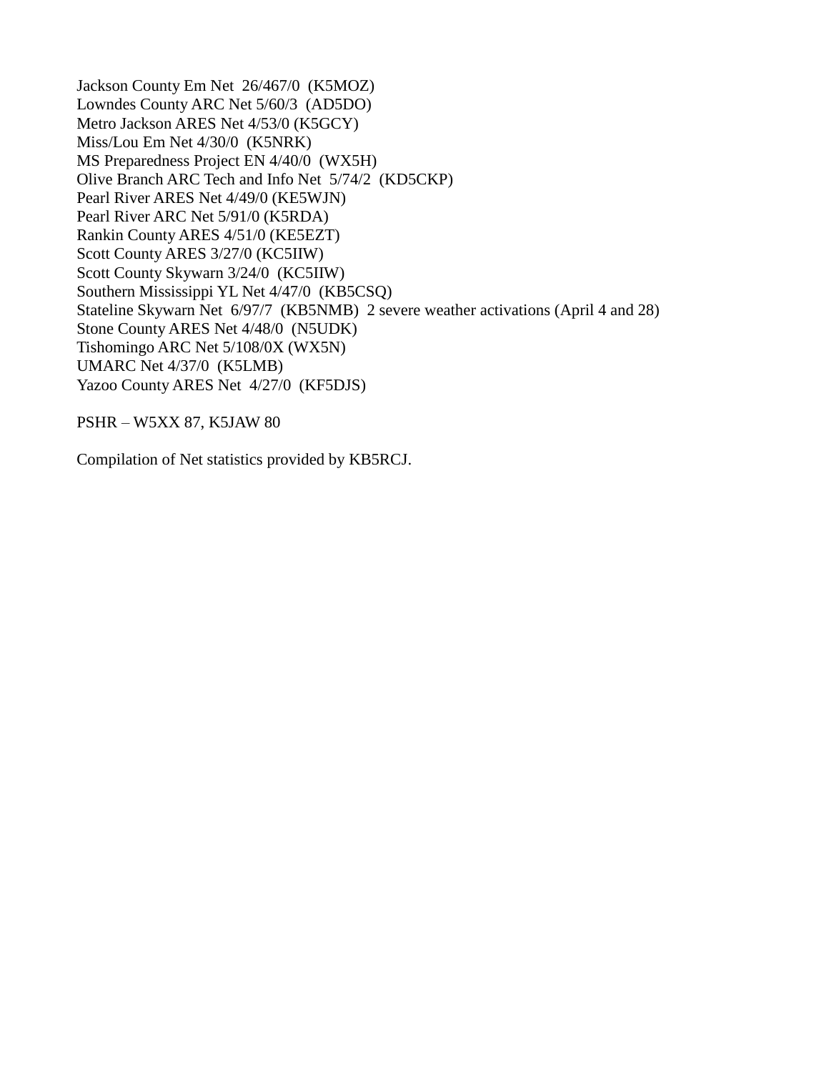Jackson County Em Net 26/467/0 (K5MOZ)
Lowndes County ARC Net 5/60/3 (AD5DO)
Metro Jackson ARES Net 4/53/0 (K5GCY)
Miss/Lou Em Net 4/30/0 (K5NRK)
MS Preparedness Project EN 4/40/0 (WX5H)
Olive Branch ARC Tech and Info Net 5/74/2 (KD5CKP)
Pearl River ARES Net 4/49/0 (KE5WJN)
Pearl River ARC Net 5/91/0 (K5RDA)
Rankin County ARES 4/51/0 (KE5EZT)
Scott County ARES 3/27/0 (KC5IIW)
Scott County Skywarn 3/24/0 (KC5IIW)
Southern Mississippi YL Net 4/47/0 (KB5CSQ)
Stateline Skywarn Net 6/97/7 (KB5NMB) 2 severe weather activations (April 4 and 28)
Stone County ARES Net 4/48/0 (N5UDK)
Tishomingo ARC Net 5/108/0X (WX5N)
UMARC Net 4/37/0 (K5LMB)
Yazoo County ARES Net 4/27/0 (KF5DJS)

PSHR – W5XX 87, K5JAW 80

Compilation of Net statistics provided by KB5RCJ.